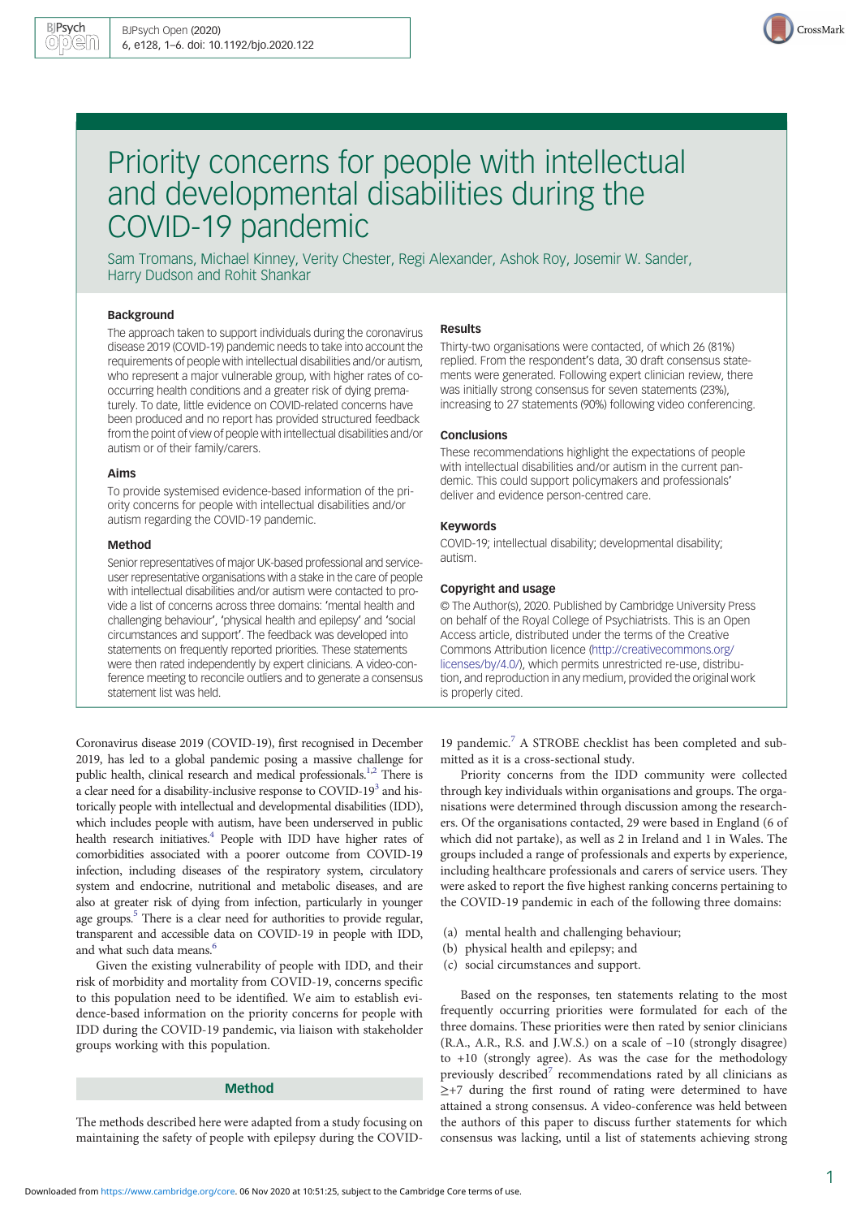# Priority concerns for people with intellectual and developmental disabilities during the COVID-19 pandemic

Sam Tromans, Michael Kinney, Verity Chester, Regi Alexander, Ashok Roy, Josemir W. Sander, Harry Dudson and Rohit Shankar

### Background

The approach taken to support individuals during the coronavirus disease 2019 (COVID-19) pandemic needs to take into account the requirements of people with intellectual disabilities and/or autism, who represent a major vulnerable group, with higher rates of co-occurring health conditions and a greater risk of dying prematurely. To date, little evidence on COVID-related concerns have been produced and no report has provided structured feedback from the point of view of people with intellectual disabilities and/or autism or of their family/carers.

### Aims

To provide systemised evidence-based information of the priority concerns for people with intellectual disabilities and/or autism regarding the COVID-19 pandemic.

### Method

Senior representatives of major UK-based professional and service-user representative organisations with a stake in the care of people with intellectual disabilities and/or autism were contacted to provide a list of concerns across three domains: 'mental health and challenging behaviour', 'physical health and epilepsy' and 'social circumstances and support'. The feedback was developed into statements on frequently reported priorities. These statements were then rated independently by expert clinicians. A video-conference meeting to reconcile outliers and to generate a consensus statement list was held.

### Results

Thirty-two organisations were contacted, of which 26 (81%) replied. From the respondent's data, 30 draft consensus statements were generated. Following expert clinician review, there was initially strong consensus for seven statements (23%), increasing to 27 statements (90%) following video conferencing.

### Conclusions

These recommendations highlight the expectations of people with intellectual disabilities and/or autism in the current pandemic. This could support policymakers and professionals' deliver and evidence person-centred care.

### Keywords

COVID-19; intellectual disability; developmental disability; autism.

### Copyright and usage

© The Author(s), 2020. Published by Cambridge University Press on behalf of the Royal College of Psychiatrists. This is an Open Access article, distributed under the terms of the Creative Commons Attribution licence (http://creativecommons.org/licenses/by/4.0/), which permits unrestricted re-use, distribution, and reproduction in any medium, provided the original work is properly cited.

Coronavirus disease 2019 (COVID-19), first recognised in December 2019, has led to a global pandemic posing a massive challenge for public health, clinical research and medical professionals.[1,2] There is a clear need for a disability-inclusive response to COVID-19[3] and historically people with intellectual and developmental disabilities (IDD), which includes people with autism, have been underserved in public health research initiatives.[4] People with IDD have higher rates of comorbidities associated with a poorer outcome from COVID-19 infection, including diseases of the respiratory system, circulatory system and endocrine, nutritional and metabolic diseases, and are also at greater risk of dying from infection, particularly in younger age groups.[5] There is a clear need for authorities to provide regular, transparent and accessible data on COVID-19 in people with IDD, and what such data means.[6]

Given the existing vulnerability of people with IDD, and their risk of morbidity and mortality from COVID-19, concerns specific to this population need to be identified. We aim to establish evidence-based information on the priority concerns for people with IDD during the COVID-19 pandemic, via liaison with stakeholder groups working with this population.

## Method

The methods described here were adapted from a study focusing on maintaining the safety of people with epilepsy during the COVID-19 pandemic.[7] A STROBE checklist has been completed and submitted as it is a cross-sectional study.

Priority concerns from the IDD community were collected through key individuals within organisations and groups. The organisations were determined through discussion among the researchers. Of the organisations contacted, 29 were based in England (6 of which did not partake), as well as 2 in Ireland and 1 in Wales. The groups included a range of professionals and experts by experience, including healthcare professionals and carers of service users. They were asked to report the five highest ranking concerns pertaining to the COVID-19 pandemic in each of the following three domains:

(a) mental health and challenging behaviour;
(b) physical health and epilepsy; and
(c) social circumstances and support.

Based on the responses, ten statements relating to the most frequently occurring priorities were formulated for each of the three domains. These priorities were then rated by senior clinicians (R.A., A.R., R.S. and J.W.S.) on a scale of −10 (strongly disagree) to +10 (strongly agree). As was the case for the methodology previously described[7] recommendations rated by all clinicians as ≥+7 during the first round of rating were determined to have attained a strong consensus. A video-conference was held between the authors of this paper to discuss further statements for which consensus was lacking, until a list of statements achieving strong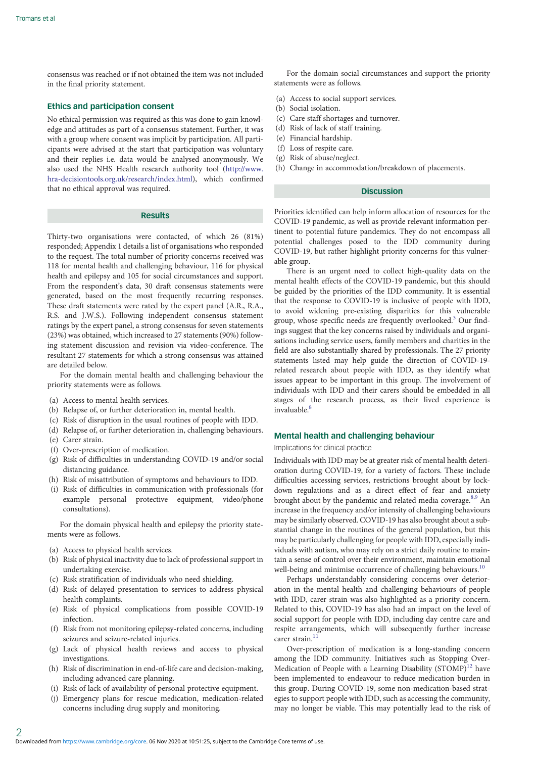consensus was reached or if not obtained the item was not included in the final priority statement.

## Ethics and participation consent

No ethical permission was required as this was done to gain knowledge and attitudes as part of a consensus statement. Further, it was with a group where consent was implicit by participation. All participants were advised at the start that participation was voluntary and their replies i.e. data would be analysed anonymously. We also used the NHS Health research authority tool (http://www.hra-decisiontools.org.uk/research/index.html), which confirmed that no ethical approval was required.

# Results

Thirty-two organisations were contacted, of which 26 (81%) responded; Appendix 1 details a list of organisations who responded to the request. The total number of priority concerns received was 118 for mental health and challenging behaviour, 116 for physical health and epilepsy and 105 for social circumstances and support. From the respondent's data, 30 draft consensus statements were generated, based on the most frequently recurring responses. These draft statements were rated by the expert panel (A.R., R.A., R.S. and J.W.S.). Following independent consensus statement ratings by the expert panel, a strong consensus for seven statements (23%) was obtained, which increased to 27 statements (90%) following statement discussion and revision via video-conference. The resultant 27 statements for which a strong consensus was attained are detailed below.

For the domain mental health and challenging behaviour the priority statements were as follows.

(a) Access to mental health services.
(b) Relapse of, or further deterioration in, mental health.
(c) Risk of disruption in the usual routines of people with IDD.
(d) Relapse of, or further deterioration in, challenging behaviours.
(e) Carer strain.
(f) Over-prescription of medication.
(g) Risk of difficulties in understanding COVID-19 and/or social distancing guidance.
(h) Risk of misattribution of symptoms and behaviours to IDD.
(i) Risk of difficulties in communication with professionals (for example personal protective equipment, video/phone consultations).

For the domain physical health and epilepsy the priority statements were as follows.

(a) Access to physical health services.
(b) Risk of physical inactivity due to lack of professional support in undertaking exercise.
(c) Risk stratification of individuals who need shielding.
(d) Risk of delayed presentation to services to address physical health complaints.
(e) Risk of physical complications from possible COVID-19 infection.
(f) Risk from not monitoring epilepsy-related concerns, including seizures and seizure-related injuries.
(g) Lack of physical health reviews and access to physical investigations.
(h) Risk of discrimination in end-of-life care and decision-making, including advanced care planning.
(i) Risk of lack of availability of personal protective equipment.
(j) Emergency plans for rescue medication, medication-related concerns including drug supply and monitoring.

For the domain social circumstances and support the priority statements were as follows.

(a) Access to social support services.
(b) Social isolation.
(c) Care staff shortages and turnover.
(d) Risk of lack of staff training.
(e) Financial hardship.
(f) Loss of respite care.
(g) Risk of abuse/neglect.
(h) Change in accommodation/breakdown of placements.

# Discussion

Priorities identified can help inform allocation of resources for the COVID-19 pandemic, as well as provide relevant information pertinent to potential future pandemics. They do not encompass all potential challenges posed to the IDD community during COVID-19, but rather highlight priority concerns for this vulnerable group.

There is an urgent need to collect high-quality data on the mental health effects of the COVID-19 pandemic, but this should be guided by the priorities of the IDD community. It is essential that the response to COVID-19 is inclusive of people with IDD, to avoid widening pre-existing disparities for this vulnerable group, whose specific needs are frequently overlooked.[3] Our findings suggest that the key concerns raised by individuals and organisations including service users, family members and charities in the field are also substantially shared by professionals. The 27 priority statements listed may help guide the direction of COVID-19-related research about people with IDD, as they identify what issues appear to be important in this group. The involvement of individuals with IDD and their carers should be embedded in all stages of the research process, as their lived experience is invaluable.[8]

## Mental health and challenging behaviour

### Implications for clinical practice

Individuals with IDD may be at greater risk of mental health deterioration during COVID-19, for a variety of factors. These include difficulties accessing services, restrictions brought about by lockdown regulations and as a direct effect of fear and anxiety brought about by the pandemic and related media coverage.[8,9] An increase in the frequency and/or intensity of challenging behaviours may be similarly observed. COVID-19 has also brought about a substantial change in the routines of the general population, but this may be particularly challenging for people with IDD, especially individuals with autism, who may rely on a strict daily routine to maintain a sense of control over their environment, maintain emotional well-being and minimise occurrence of challenging behaviours.[10]

Perhaps understandably considering concerns over deterioration in the mental health and challenging behaviours of people with IDD, carer strain was also highlighted as a priority concern. Related to this, COVID-19 has also had an impact on the level of social support for people with IDD, including day centre care and respite arrangements, which will subsequently further increase carer strain.[11]

Over-prescription of medication is a long-standing concern among the IDD community. Initiatives such as Stopping Over-Medication of People with a Learning Disability (STOMP)[12] have been implemented to endeavour to reduce medication burden in this group. During COVID-19, some non-medication-based strategies to support people with IDD, such as accessing the community, may no longer be viable. This may potentially lead to the risk of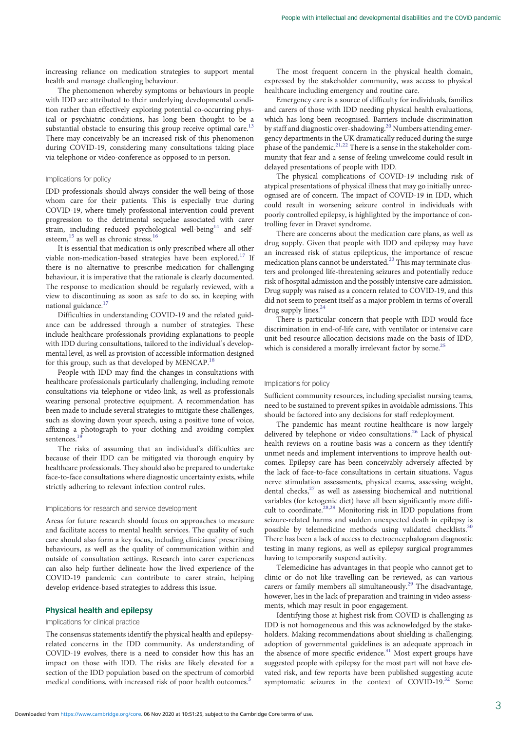increasing reliance on medication strategies to support mental health and manage challenging behaviour.

The phenomenon whereby symptoms or behaviours in people with IDD are attributed to their underlying developmental condition rather than effectively exploring potential co-occurring physical or psychiatric conditions, has long been thought to be a substantial obstacle to ensuring this group receive optimal care.[13] There may conceivably be an increased risk of this phenomenon during COVID-19, considering many consultations taking place via telephone or video-conference as opposed to in person.

### Implications for policy

IDD professionals should always consider the well-being of those whom care for their patients. This is especially true during COVID-19, where timely professional intervention could prevent progression to the detrimental sequelae associated with carer strain, including reduced psychological well-being[14] and self-esteem,[15] as well as chronic stress.[16]

It is essential that medication is only prescribed where all other viable non-medication-based strategies have been explored.[17] If there is no alternative to prescribe medication for challenging behaviour, it is imperative that the rationale is clearly documented. The response to medication should be regularly reviewed, with a view to discontinuing as soon as safe to do so, in keeping with national guidance.[17]

Difficulties in understanding COVID-19 and the related guidance can be addressed through a number of strategies. These include healthcare professionals providing explanations to people with IDD during consultations, tailored to the individual's developmental level, as well as provision of accessible information designed for this group, such as that developed by MENCAP.[18]

People with IDD may find the changes in consultations with healthcare professionals particularly challenging, including remote consultations via telephone or video-link, as well as professionals wearing personal protective equipment. A recommendation has been made to include several strategies to mitigate these challenges, such as slowing down your speech, using a positive tone of voice, affixing a photograph to your clothing and avoiding complex sentences.[19]

The risks of assuming that an individual's difficulties are because of their IDD can be mitigated via thorough enquiry by healthcare professionals. They should also be prepared to undertake face-to-face consultations where diagnostic uncertainty exists, while strictly adhering to relevant infection control rules.

### Implications for research and service development

Areas for future research should focus on approaches to measure and facilitate access to mental health services. The quality of such care should also form a key focus, including clinicians' prescribing behaviours, as well as the quality of communication within and outside of consultation settings. Research into carer experiences can also help further delineate how the lived experience of the COVID-19 pandemic can contribute to carer strain, helping develop evidence-based strategies to address this issue.

## Physical health and epilepsy

### Implications for clinical practice

The consensus statements identify the physical health and epilepsy-related concerns in the IDD community. As understanding of COVID-19 evolves, there is a need to consider how this has an impact on those with IDD. The risks are likely elevated for a section of the IDD population based on the spectrum of comorbid medical conditions, with increased risk of poor health outcomes.[5]

The most frequent concern in the physical health domain, expressed by the stakeholder community, was access to physical healthcare including emergency and routine care.

Emergency care is a source of difficulty for individuals, families and carers of those with IDD needing physical health evaluations, which has long been recognised. Barriers include discrimination by staff and diagnostic over-shadowing.[20] Numbers attending emergency departments in the UK dramatically reduced during the surge phase of the pandemic.[21,22] There is a sense in the stakeholder community that fear and a sense of feeling unwelcome could result in delayed presentations of people with IDD.

The physical complications of COVID-19 including risk of atypical presentations of physical illness that may go initially unrecognised are of concern. The impact of COVID-19 in IDD, which could result in worsening seizure control in individuals with poorly controlled epilepsy, is highlighted by the importance of controlling fever in Dravet syndrome.

There are concerns about the medication care plans, as well as drug supply. Given that people with IDD and epilepsy may have an increased risk of status epilepticus, the importance of rescue medication plans cannot be understated.[23] This may terminate clusters and prolonged life-threatening seizures and potentially reduce risk of hospital admission and the possibly intensive care admission. Drug supply was raised as a concern related to COVID-19, and this did not seem to present itself as a major problem in terms of overall drug supply lines.[24]

There is particular concern that people with IDD would face discrimination in end-of-life care, with ventilator or intensive care unit bed resource allocation decisions made on the basis of IDD, which is considered a morally irrelevant factor by some.[25]

### Implications for policy

Sufficient community resources, including specialist nursing teams, need to be sustained to prevent spikes in avoidable admissions. This should be factored into any decisions for staff redeployment.

The pandemic has meant routine healthcare is now largely delivered by telephone or video consultations.[26] Lack of physical health reviews on a routine basis was a concern as they identify unmet needs and implement interventions to improve health outcomes. Epilepsy care has been conceivably adversely affected by the lack of face-to-face consultations in certain situations. Vagus nerve stimulation assessments, physical exams, assessing weight, dental checks,[27] as well as assessing biochemical and nutritional variables (for ketogenic diet) have all been significantly more difficult to coordinate.[28,29] Monitoring risk in IDD populations from seizure-related harms and sudden unexpected death in epilepsy is possible by telemedicine methods using validated checklists.[30] There has been a lack of access to electroencephalogram diagnostic testing in many regions, as well as epilepsy surgical programmes having to temporarily suspend activity.

Telemedicine has advantages in that people who cannot get to clinic or do not like travelling can be reviewed, as can various carers or family members all simultaneously.[29] The disadvantage, however, lies in the lack of preparation and training in video assessments, which may result in poor engagement.

Identifying those at highest risk from COVID is challenging as IDD is not homogeneous and this was acknowledged by the stakeholders. Making recommendations about shielding is challenging; adoption of governmental guidelines is an adequate approach in the absence of more specific evidence.[31] Most expert groups have suggested people with epilepsy for the most part will not have elevated risk, and few reports have been published suggesting acute symptomatic seizures in the context of COVID-19.[32] Some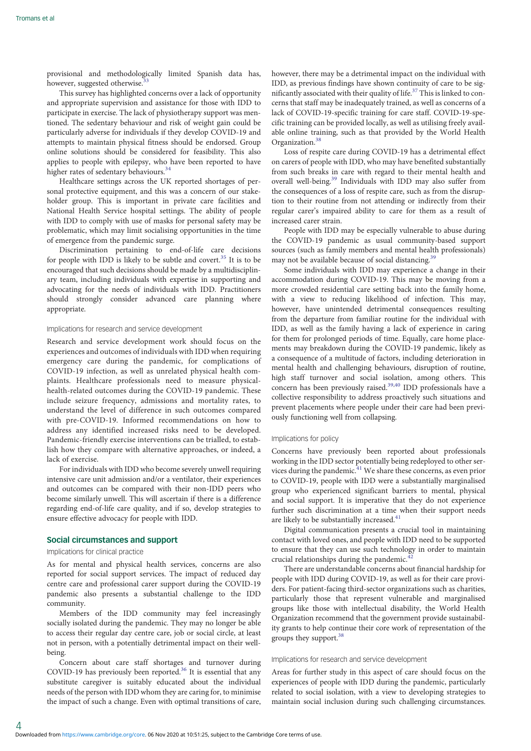provisional and methodologically limited Spanish data has, however, suggested otherwise.[33]

This survey has highlighted concerns over a lack of opportunity and appropriate supervision and assistance for those with IDD to participate in exercise. The lack of physiotherapy support was mentioned. The sedentary behaviour and risk of weight gain could be particularly adverse for individuals if they develop COVID-19 and attempts to maintain physical fitness should be endorsed. Group online solutions should be considered for feasibility. This also applies to people with epilepsy, who have been reported to have higher rates of sedentary behaviours.[34]

Healthcare settings across the UK reported shortages of personal protective equipment, and this was a concern of our stakeholder group. This is important in private care facilities and National Health Service hospital settings. The ability of people with IDD to comply with use of masks for personal safety may be problematic, which may limit socialising opportunities in the time of emergence from the pandemic surge.

Discrimination pertaining to end-of-life care decisions for people with IDD is likely to be subtle and covert.[35] It is to be encouraged that such decisions should be made by a multidisciplinary team, including individuals with expertise in supporting and advocating for the needs of individuals with IDD. Practitioners should strongly consider advanced care planning where appropriate.

### Implications for research and service development

Research and service development work should focus on the experiences and outcomes of individuals with IDD when requiring emergency care during the pandemic, for complications of COVID-19 infection, as well as unrelated physical health complaints. Healthcare professionals need to measure physical-health-related outcomes during the COVID-19 pandemic. These include seizure frequency, admissions and mortality rates, to understand the level of difference in such outcomes compared with pre-COVID-19. Informed recommendations on how to address any identified increased risks need to be developed. Pandemic-friendly exercise interventions can be trialled, to establish how they compare with alternative approaches, or indeed, a lack of exercise.

For individuals with IDD who become severely unwell requiring intensive care unit admission and/or a ventilator, their experiences and outcomes can be compared with their non-IDD peers who become similarly unwell. This will ascertain if there is a difference regarding end-of-life care quality, and if so, develop strategies to ensure effective advocacy for people with IDD.

## Social circumstances and support

### Implications for clinical practice

As for mental and physical health services, concerns are also reported for social support services. The impact of reduced day centre care and professional carer support during the COVID-19 pandemic also presents a substantial challenge to the IDD community.

Members of the IDD community may feel increasingly socially isolated during the pandemic. They may no longer be able to access their regular day centre care, job or social circle, at least not in person, with a potentially detrimental impact on their well-being.

Concern about care staff shortages and turnover during COVID-19 has previously been reported.[36] It is essential that any substitute caregiver is suitably educated about the individual needs of the person with IDD whom they are caring for, to minimise the impact of such a change. Even with optimal transitions of care, however, there may be a detrimental impact on the individual with IDD, as previous findings have shown continuity of care to be significantly associated with their quality of life.[37] This is linked to concerns that staff may be inadequately trained, as well as concerns of a lack of COVID-19-specific training for care staff. COVID-19-specific training can be provided locally, as well as utilising freely available online training, such as that provided by the World Health Organization.[38]

Loss of respite care during COVID-19 has a detrimental effect on carers of people with IDD, who may have benefited substantially from such breaks in care with regard to their mental health and overall well-being.[39] Individuals with IDD may also suffer from the consequences of a loss of respite care, such as from the disruption to their routine from not attending or indirectly from their regular carer's impaired ability to care for them as a result of increased carer strain.

People with IDD may be especially vulnerable to abuse during the COVID-19 pandemic as usual community-based support sources (such as family members and mental health professionals) may not be available because of social distancing.[39]

Some individuals with IDD may experience a change in their accommodation during COVID-19. This may be moving from a more crowded residential care setting back into the family home, with a view to reducing likelihood of infection. This may, however, have unintended detrimental consequences resulting from the departure from familiar routine for the individual with IDD, as well as the family having a lack of experience in caring for them for prolonged periods of time. Equally, care home placements may breakdown during the COVID-19 pandemic, likely as a consequence of a multitude of factors, including deterioration in mental health and challenging behaviours, disruption of routine, high staff turnover and social isolation, among others. This concern has been previously raised.[39,40] IDD professionals have a collective responsibility to address proactively such situations and prevent placements where people under their care had been previously functioning well from collapsing.

### Implications for policy

Concerns have previously been reported about professionals working in the IDD sector potentially being redeployed to other services during the pandemic.[41] We share these concerns, as even prior to COVID-19, people with IDD were a substantially marginalised group who experienced significant barriers to mental, physical and social support. It is imperative that they do not experience further such discrimination at a time when their support needs are likely to be substantially increased.[41]

Digital communication presents a crucial tool in maintaining contact with loved ones, and people with IDD need to be supported to ensure that they can use such technology in order to maintain crucial relationships during the pandemic.[42]

There are understandable concerns about financial hardship for people with IDD during COVID-19, as well as for their care providers. For patient-facing third-sector organizations such as charities, particularly those that represent vulnerable and marginalised groups like those with intellectual disability, the World Health Organization recommend that the government provide sustainability grants to help continue their core work of representation of the groups they support.[38]

### Implications for research and service development

Areas for further study in this aspect of care should focus on the experiences of people with IDD during the pandemic, particularly related to social isolation, with a view to developing strategies to maintain social inclusion during such challenging circumstances.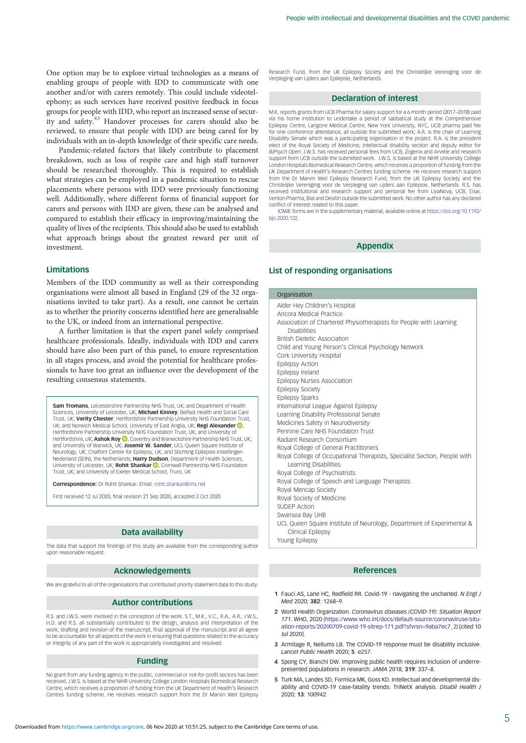One option may be to explore virtual technologies as a means of enabling groups of people with IDD to communicate with one another and/or with carers remotely. This could include videotelephony; as such services have received positive feedback in focus groups for people with IDD, who report an increased sense of security and safety.[43] Handover processes for carers should also be reviewed, to ensure that people with IDD are being cared for by individuals with an in-depth knowledge of their specific care needs.

Pandemic-related factors that likely contribute to placement breakdown, such as loss of respite care and high staff turnover should be researched thoroughly. This is required to establish what strategies can be employed in a pandemic situation to rescue placements where persons with IDD were previously functioning well. Additionally, where different forms of financial support for carers and persons with IDD are given, these can be analysed and compared to establish their efficacy in improving/maintaining the quality of lives of the recipients. This should also be used to establish what approach brings about the greatest reward per unit of investment.

## Limitations

Members of the IDD community as well as their corresponding organisations were almost all based in England (29 of the 32 organisations invited to take part). As a result, one cannot be certain as to whether the priority concerns identified here are generalisable to the UK, or indeed from an international perspective.

A further limitation is that the expert panel solely comprised healthcare professionals. Ideally, individuals with IDD and carers should have also been part of this panel, to ensure representation in all stages process, and avoid the potential for healthcare professionals to have too great an influence over the development of the resulting consensus statements.

**Sam Tromans**, Leicestershire Partnership NHS Trust, UK; and Department of Health Sciences, University of Leicester, UK; **Michael Kinney**, Belfast Health and Social Care Trust, UK; **Verity Chester**, Hertfordshire Partnership University NHS Foundation Trust, UK; and Norwich Medical School, University of East Anglia, UK; **Regi Alexander**, Hertfordshire Partnership University NHS Foundation Trust, UK; and University of Hertfordshire, UK; **Ashok Roy**, Coventry and Warwickshire Partnership NHS Trust, UK; and University of Warwick, UK; **Josemir W. Sander**, UCL Queen Square Institute of Neurology, UK; Chalfont Centre for Epilepsy, UK; and Stichting Epilepsie Instellingen Nederland (SEIN), the Netherlands; **Harry Dudson**, Department of Health Sciences, University of Leicester, UK; **Rohit Shankar**, Cornwall Partnership NHS Foundation Trust, UK; and University of Exeter Medical School, Truro, UK

**Correspondence:** Dr Rohit Shankar. Email: rohit.shankar@nhs.net

First received 12 Jul 2020, final revision 21 Sep 2020, accepted 2 Oct 2020

## Data availability

The data that support the findings of this study are available from the corresponding author upon reasonable request.

## Acknowledgements

We are grateful to all of the organisations that contributed priority statement data to this study.

## Author contributions

R.S. and J.W.S. were involved in the conception of the work. S.T., M.K., V.C., R.A., A.R., J.W.S., H.D. and R.S. all substantially contributed to the design, analysis and interpretation of the work, drafting and revision of the manuscript, final approval of the manuscript and all agree to be accountable for all aspects of the work in ensuring that questions related to the accuracy or integrity of any part of the work is appropriately investigated and resolved.

## Funding

No grant from any funding agency in the public, commercial or not-for-profit sectors has been received. J.W.S. is based at the NIHR University College London Hospitals Biomedical Research Centre, which receives a proportion of funding from the UK Department of Health's Research Centres funding scheme. He receives research support from the Dr Marvin Weil Epilepsy Research Fund, from the UK Epilepsy Society and the Christelijke Vereniging voor de Verpleging van Lijders aan Epilepsie, Netherlands.

## Declaration of interest

M.K. reports grants from UCB Pharma for salary support for a 6 month period (2017–2018) paid via his home institution to undertake a period of sabbatical study at the Comprehensive Epilepsy Centre, Langone Medical Centre, New York University, NYC, UCB pharma paid fee for one conference attendance, all outside the submitted work; A.R. is the chair of Learning Disability Senate which was a participating organisation in the project. R.A. is the president elect of the Royal Society of Medicine, intellectual disability section and deputy editor for *BJPsych Open*. J.W.S. has received personal fees from UCB, Zogenix and Arvelle and research support from UCB outside the submitted work. J.W.S. is based at the NIHR University College London Hospitals Biomedical Research Centre, which receives a proportion of funding from the UK Department of Health's Research Centres funding scheme. He receives research support from the Dr Marvin Weil Epilepsy Research Fund, from the UK Epilepsy Society and the Christelijke Vereniging voor de Verpleging van Lijders aan Epilepsie, Netherlands. R.S. has received institutional and research support and personal fee from LivaNova, UCB, Eisai, Veriton Pharma, Bial and Desitin outside the submitted work. No other author has any declared conflict of interest related to this paper.

ICMJE forms are in the supplementary material, available online at https://doi.org/10.1192/bjo.2020.122.

## Appendix

### List of responding organisations

| Organisation |
|---|
| Alder Hey Children's Hospital |
| Ancora Medical Practice |
| Association of Chartered Physiotherapists for People with Learning Disabilities |
| British Dietetic Association |
| Child and Young Person's Clinical Psychology Network |
| Cork University Hospital |
| Epilepsy Action |
| Epilepsy Ireland |
| Epilepsy Nurses Association |
| Epilepsy Society |
| Epilepsy Sparks |
| International League Against Epilepsy |
| Learning Disability Professional Senate |
| Medicines Safety in Neurodiversity |
| Pennine Care NHS Foundation Trust |
| Radiant Research Consortium |
| Royal College of General Practitioners |
| Royal College of Occupational Therapists, Specialist Section, People with Learning Disabilities |
| Royal College of Psychiatrists |
| Royal College of Speech and Language Therapists |
| Royal Mencap Society |
| Royal Society of Medicine |
| SUDEP Action |
| Swansea Bay UHB |
| UCL Queen Square Institute of Neurology, Department of Experimental & Clinical Epilepsy |
| Young Epilepsy |

## References

1. Fauci AS, Lane HC, Redfield RR. Covid-19 - navigating the uncharted. *N Engl J Med* 2020; **382**: 1268–9.
2. World Health Organization. *Coronavirus diseases (COVID-19): Situation Report 171*. WHO, 2020 (https://www.who.int/docs/default-source/coronaviruse/situation-reports/20200709-covid-19-sitrep-171.pdf?sfvrsn=9aba7ec7_2) [cited 10 Jul 2020].
3. Armitage R, Nellums LB. The COVID-19 response must be disability inclusive. *Lancet Public Health* 2020; **5**: e257.
4. Spong CY, Bianchi DW. Improving public health requires inclusion of underrepresented populations in research. *JAMA* 2018; **319**: 337–8.
5. Turk MA, Landes SD, Formica MK, Goss KD. Intellectual and developmental disability and COVID-19 case-fatality trends: TriNetX analysis. *Disabil Health J* 2020; **13**: 100942.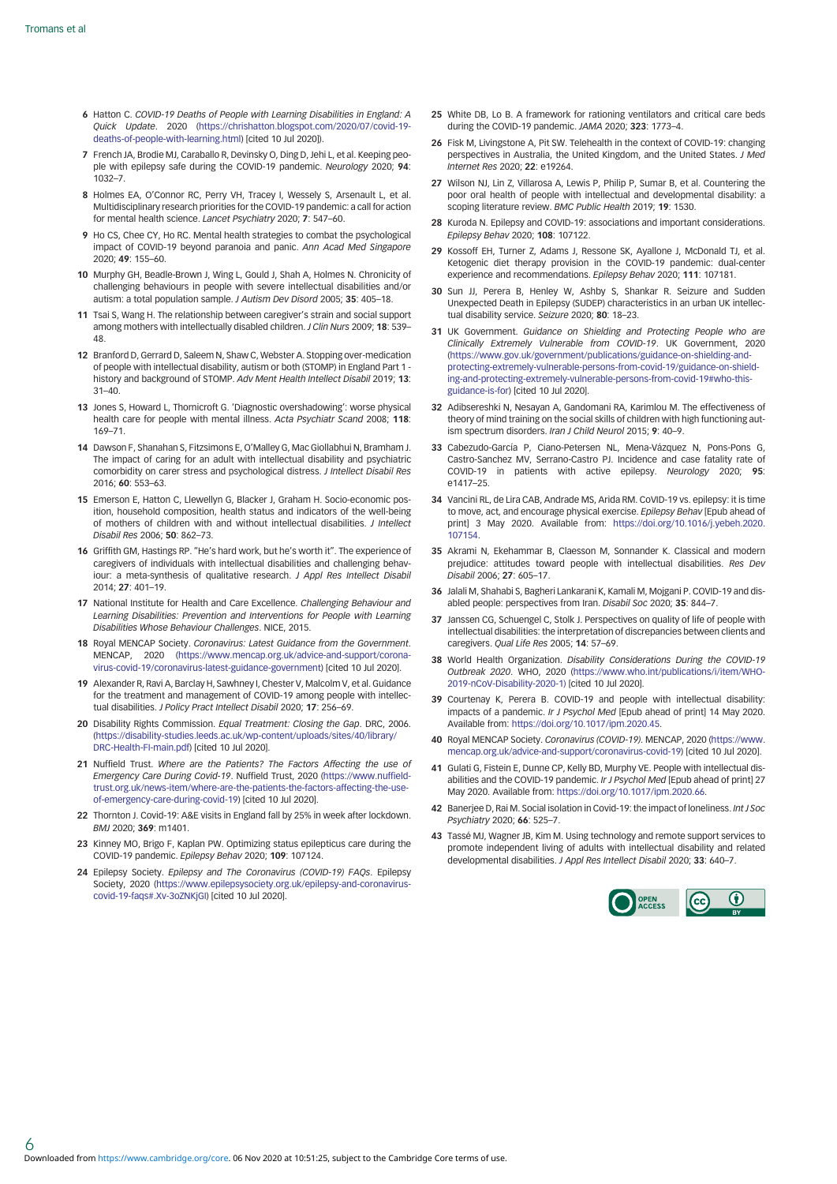6 Hatton C. *COVID-19 Deaths of People with Learning Disabilities in England: A Quick Update*. 2020 (https://chrishatton.blogspot.com/2020/07/covid-19-deaths-of-people-with-learning.html) [cited 10 Jul 2020]).

7 French JA, Brodie MJ, Caraballo R, Devinsky O, Ding D, Jehi L, et al. Keeping people with epilepsy safe during the COVID-19 pandemic. *Neurology* 2020; **94**: 1032–7.

8 Holmes EA, O'Connor RC, Perry VH, Tracey I, Wessely S, Arsenault L, et al. Multidisciplinary research priorities for the COVID-19 pandemic: a call for action for mental health science. *Lancet Psychiatry* 2020; **7**: 547–60.

9 Ho CS, Chee CY, Ho RC. Mental health strategies to combat the psychological impact of COVID-19 beyond paranoia and panic. *Ann Acad Med Singapore* 2020; **49**: 155–60.

10 Murphy GH, Beadle-Brown J, Wing L, Gould J, Shah A, Holmes N. Chronicity of challenging behaviours in people with severe intellectual disabilities and/or autism: a total population sample. *J Autism Dev Disord* 2005; **35**: 405–18.

11 Tsai S, Wang H. The relationship between caregiver's strain and social support among mothers with intellectually disabled children. *J Clin Nurs* 2009; **18**: 539–48.

12 Branford D, Gerrard D, Saleem N, Shaw C, Webster A. Stopping over-medication of people with intellectual disability, autism or both (STOMP) in England Part 1 - history and background of STOMP. *Adv Ment Health Intellect Disabil* 2019; **13**: 31–40.

13 Jones S, Howard L, Thornicroft G. 'Diagnostic overshadowing': worse physical health care for people with mental illness. *Acta Psychiatr Scand* 2008; **118**: 169–71.

14 Dawson F, Shanahan S, Fitzsimons E, O'Malley G, Mac Giollabhui N, Bramham J. The impact of caring for an adult with intellectual disability and psychiatric comorbidity on carer stress and psychological distress. *J Intellect Disabil Res* 2016; **60**: 553–63.

15 Emerson E, Hatton C, Llewellyn G, Blacker J, Graham H. Socio-economic position, household composition, health status and indicators of the well-being of mothers of children with and without intellectual disabilities. *J Intellect Disabil Res* 2006; **50**: 862–73.

16 Griffith GM, Hastings RP. "He's hard work, but he's worth it". The experience of caregivers of individuals with intellectual disabilities and challenging behaviour: a meta-synthesis of qualitative research. *J Appl Res Intellect Disabil* 2014; **27**: 401–19.

17 National Institute for Health and Care Excellence. *Challenging Behaviour and Learning Disabilities: Prevention and Interventions for People with Learning Disabilities Whose Behaviour Challenges*. NICE, 2015.

18 Royal MENCAP Society. *Coronavirus: Latest Guidance from the Government*. MENCAP, 2020 (https://www.mencap.org.uk/advice-and-support/coronavirus-covid-19/coronavirus-latest-guidance-government) [cited 10 Jul 2020].

19 Alexander R, Ravi A, Barclay H, Sawhney I, Chester V, Malcolm V, et al. Guidance for the treatment and management of COVID-19 among people with intellectual disabilities. *J Policy Pract Intellect Disabil* 2020; **17**: 256–69.

20 Disability Rights Commission. *Equal Treatment: Closing the Gap*. DRC, 2006. (https://disability-studies.leeds.ac.uk/wp-content/uploads/sites/40/library/DRC-Health-FI-main.pdf) [cited 10 Jul 2020].

21 Nuffield Trust. *Where are the Patients? The Factors Affecting the use of Emergency Care During Covid-19*. Nuffield Trust, 2020 (https://www.nuffieldtrust.org.uk/news-item/where-are-the-patients-the-factors-affecting-the-use-of-emergency-care-during-covid-19) [cited 10 Jul 2020].

22 Thornton J. Covid-19: A&E visits in England fall by 25% in week after lockdown. *BMJ* 2020; **369**: m1401.

23 Kinney MO, Brigo F, Kaplan PW. Optimizing status epilepticus care during the COVID-19 pandemic. *Epilepsy Behav* 2020; **109**: 107124.

24 Epilepsy Society. *Epilepsy and The Coronavirus (COVID-19) FAQs*. Epilepsy Society, 2020 (https://www.epilepsysociety.org.uk/epilepsy-and-coronavirus-covid-19-faqs#.Xv-3oZNKjGI) [cited 10 Jul 2020].

25 White DB, Lo B. A framework for rationing ventilators and critical care beds during the COVID-19 pandemic. *JAMA* 2020; **323**: 1773–4.

26 Fisk M, Livingstone A, Pit SW. Telehealth in the context of COVID-19: changing perspectives in Australia, the United Kingdom, and the United States. *J Med Internet Res* 2020; **22**: e19264.

27 Wilson NJ, Lin Z, Villarosa A, Lewis P, Philip P, Sumar B, et al. Countering the poor oral health of people with intellectual and developmental disability: a scoping literature review. *BMC Public Health* 2019; **19**: 1530.

28 Kuroda N. Epilepsy and COVID-19: associations and important considerations. *Epilepsy Behav* 2020; **108**: 107122.

29 Kossoff EH, Turner Z, Adams J, Ressone SK, Ayallone J, McDonald TJ, et al. Ketogenic diet therapy provision in the COVID-19 pandemic: dual-center experience and recommendations. *Epilepsy Behav* 2020; **111**: 107181.

30 Sun JJ, Perera B, Henley W, Ashby S, Shankar R. Seizure and Sudden Unexpected Death in Epilepsy (SUDEP) characteristics in an urban UK intellectual disability service. *Seizure* 2020; **80**: 18–23.

31 UK Government. *Guidance on Shielding and Protecting People who are Clinically Extremely Vulnerable from COVID-19*. UK Government, 2020 (https://www.gov.uk/government/publications/guidance-on-shielding-and-protecting-extremely-vulnerable-persons-from-covid-19/guidance-on-shielding-and-protecting-extremely-vulnerable-persons-from-covid-19#who-this-guidance-is-for) [cited 10 Jul 2020].

32 Adibsereshki N, Nesayan A, Gandomani RA, Karimlou M. The effectiveness of theory of mind training on the social skills of children with high functioning autism spectrum disorders. *Iran J Child Neurol* 2015; **9**: 40–9.

33 Cabezudo-García P, Ciano-Petersen NL, Mena-Vázquez N, Pons-Pons G, Castro-Sanchez MV, Serrano-Castro PJ. Incidence and case fatality rate of COVID-19 in patients with active epilepsy. *Neurology* 2020; **95**: e1417–25.

34 Vancini RL, de Lira CAB, Andrade MS, Arida RM. CoVID-19 vs. epilepsy: it is time to move, act, and encourage physical exercise. *Epilepsy Behav* [Epub ahead of print] 3 May 2020. Available from: https://doi.org/10.1016/j.yebeh.2020.107154.

35 Akrami N, Ekehammar B, Claesson M, Sonnander K. Classical and modern prejudice: attitudes toward people with intellectual disabilities. *Res Dev Disabil* 2006; **27**: 605–17.

36 Jalali M, Shahabi S, Bagheri Lankarani K, Kamali M, Mojgani P. COVID-19 and disabled people: perspectives from Iran. *Disabil Soc* 2020; **35**: 844–7.

37 Janssen CG, Schuengel C, Stolk J. Perspectives on quality of life of people with intellectual disabilities: the interpretation of discrepancies between clients and caregivers. *Qual Life Res* 2005; **14**: 57–69.

38 World Health Organization. *Disability Considerations During the COVID-19 Outbreak 2020*. WHO, 2020 (https://www.who.int/publications/i/item/WHO-2019-nCoV-Disability-2020-1) [cited 10 Jul 2020].

39 Courtenay K, Perera B. COVID-19 and people with intellectual disability: impacts of a pandemic. *Ir J Psychol Med* [Epub ahead of print] 14 May 2020. Available from: https://doi.org/10.1017/ipm.2020.45.

40 Royal MENCAP Society. *Coronavirus (COVID-19)*. MENCAP, 2020 (https://www.mencap.org.uk/advice-and-support/coronavirus-covid-19) [cited 10 Jul 2020].

41 Gulati G, Fistein E, Dunne CP, Kelly BD, Murphy VE. People with intellectual disabilities and the COVID-19 pandemic. *Ir J Psychol Med* [Epub ahead of print] 27 May 2020. Available from: https://doi.org/10.1017/ipm.2020.66.

42 Banerjee D, Rai M. Social isolation in Covid-19: the impact of loneliness. *Int J Soc Psychiatry* 2020; **66**: 525–7.

43 Tassé MJ, Wagner JB, Kim M. Using technology and remote support services to promote independent living of adults with intellectual disability and related developmental disabilities. *J Appl Res Intellect Disabil* 2020; **33**: 640–7.